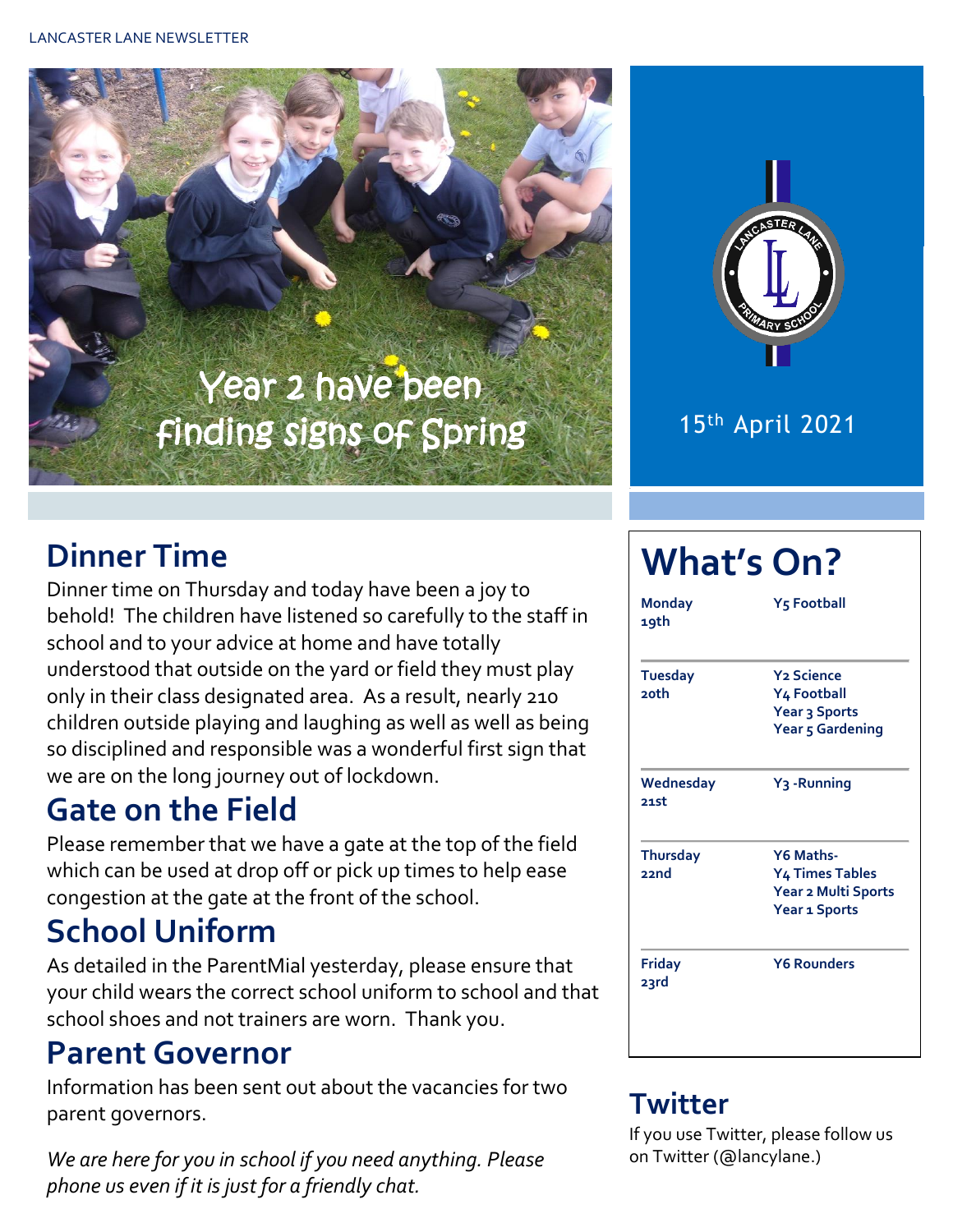LANCASTER LANE NEWSLETTER

Year 2 have been finding signs of Spring

15th April 2021

## Dinner Time

Dinner time on Thursday and today have been a joy to behold! The children have listened so carefully to the staff in school and to your advice at home and have totally understood that outside on the yard or field they must play only in their class designated area. As a result, nearly 210 children outside playing and laughing as well as well as being so disciplined and responsible was a wonderful first sign that we are on the long journey out of lockdown.

## Gate on the Field

Please remember that we have a gate at the top of the field which can be used at drop off or pick up times to help ease congestion at the gate at the front of the school.

## School Uniform

As detailed in the ParentMial yesterday, please ensure that your child wears the correct school uniform to school and that school shoes and not trainers are worn. Thank you.

## Parent Governor

Information has been sent out about the vacancies for two parent governors.

*We are here for you in school if you need anything. Please phone us even if it is just for a friendly chat.*

## What's On?

| Day | Activities |
|---|---|
| **Monday 19th** | **Y5 Football** |
| **Tuesday 20th** | **Y2 Science**<br>**Y4 Football**<br>**Year 3 Sports**<br>**Year 5 Gardening** |
| **Wednesday 21st** | **Y3 -Running** |
| **Thursday 22nd** | **Y6 Maths-**<br>**Y4 Times Tables**<br>**Year 2 Multi Sports**<br>**Year 1 Sports** |
| **Friday 23rd** | **Y6 Rounders** |

## Twitter

If you use Twitter, please follow us on Twitter (@lancylane.)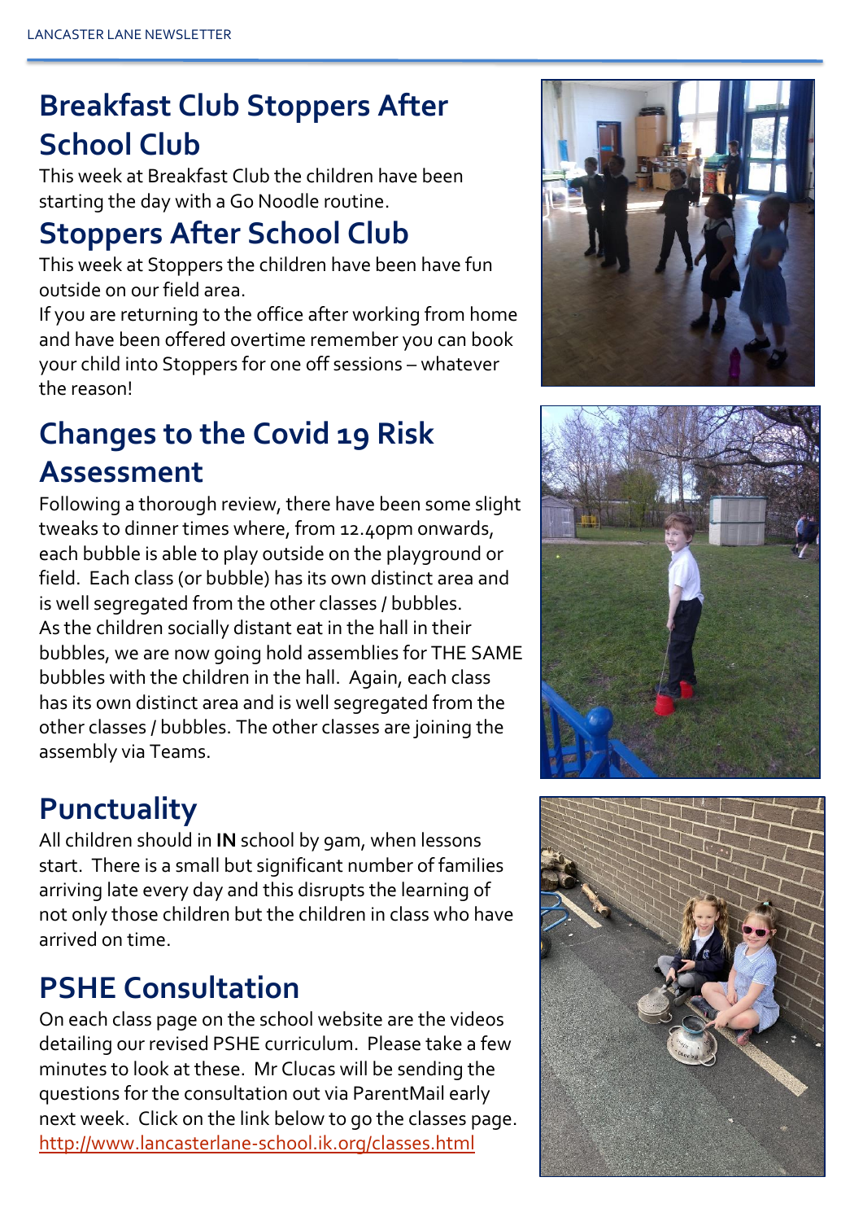## Breakfast Club Stoppers After School Club

This week at Breakfast Club the children have been starting the day with a Go Noodle routine.

## Stoppers After School Club

This week at Stoppers the children have been have fun outside on our field area.

If you are returning to the office after working from home and have been offered overtime remember you can book your child into Stoppers for one off sessions – whatever the reason!

## Changes to the Covid 19 Risk Assessment

Following a thorough review, there have been some slight tweaks to dinner times where, from 12.40pm onwards, each bubble is able to play outside on the playground or field. Each class (or bubble) has its own distinct area and is well segregated from the other classes / bubbles.

As the children socially distant eat in the hall in their bubbles, we are now going hold assemblies for THE SAME bubbles with the children in the hall. Again, each class has its own distinct area and is well segregated from the other classes / bubbles. The other classes are joining the assembly via Teams.

## Punctuality

All children should in **IN** school by 9am, when lessons start. There is a small but significant number of families arriving late every day and this disrupts the learning of not only those children but the children in class who have arrived on time.

## PSHE Consultation

On each class page on the school website are the videos detailing our revised PSHE curriculum. Please take a few minutes to look at these. Mr Clucas will be sending the questions for the consultation out via ParentMail early next week. Click on the link below to go the classes page.

http://www.lancasterlane-school.ik.org/classes.html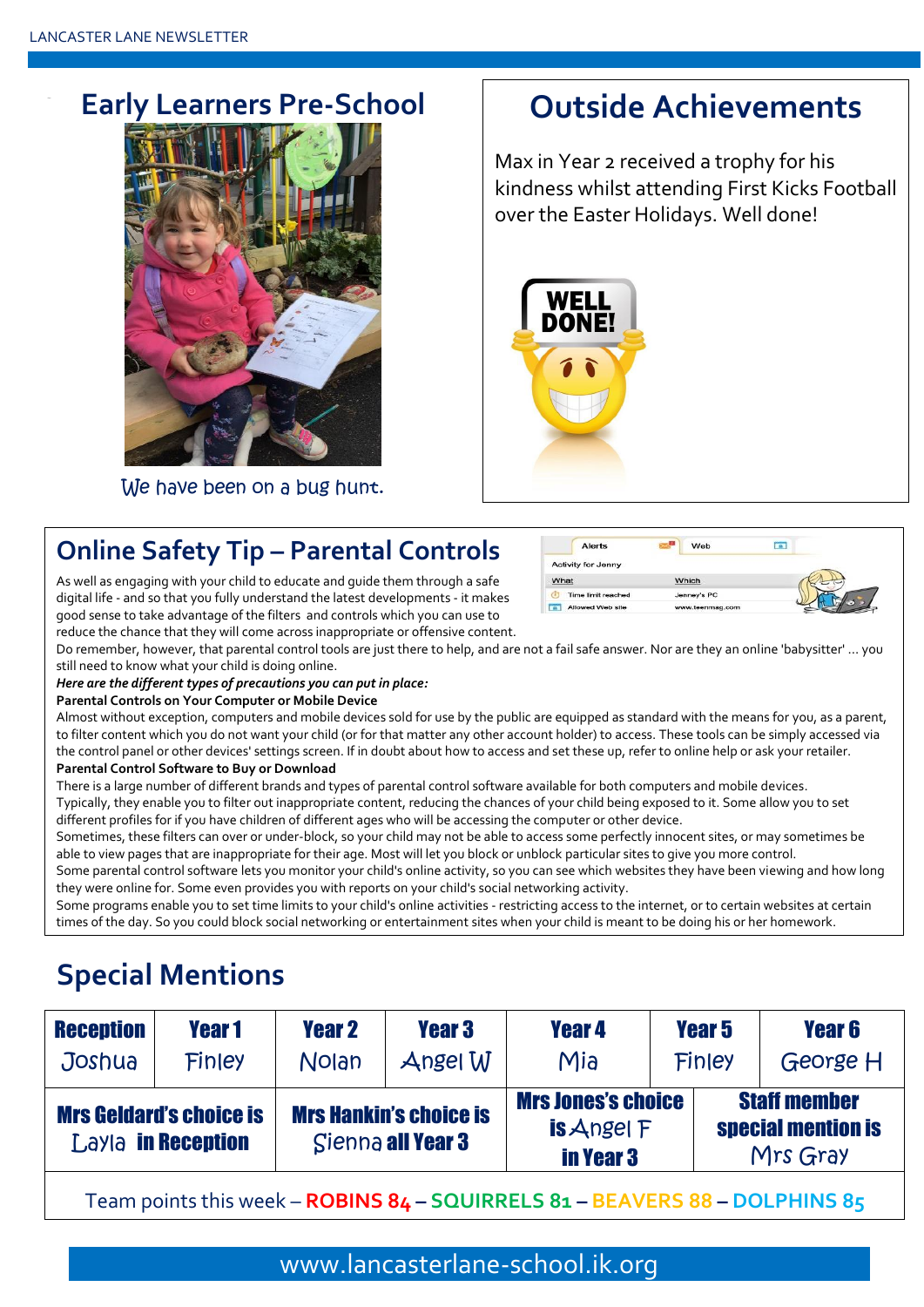## Early Learners Pre-School

We have been on a bug hunt.

## Outside Achievements

Max in Year 2 received a trophy for his kindness whilst attending First Kicks Football over the Easter Holidays. Well done!

## Online Safety Tip – Parental Controls

As well as engaging with your child to educate and guide them through a safe digital life - and so that you fully understand the latest developments - it makes good sense to take advantage of the filters and controls which you can use to reduce the chance that they will come across inappropriate or offensive content.

Do remember, however, that parental control tools are just there to help, and are not a fail safe answer. Nor are they an online 'babysitter' ... you still need to know what your child is doing online.

***Here are the different types of precautions you can put in place:***

**Parental Controls on Your Computer or Mobile Device**

Almost without exception, computers and mobile devices sold for use by the public are equipped as standard with the means for you, as a parent, to filter content which you do not want your child (or for that matter any other account holder) to access. These tools can be simply accessed via the control panel or other devices' settings screen. If in doubt about how to access and set these up, refer to online help or ask your retailer.

**Parental Control Software to Buy or Download**

There is a large number of different brands and types of parental control software available for both computers and mobile devices.

Typically, they enable you to filter out inappropriate content, reducing the chances of your child being exposed to it. Some allow you to set different profiles for if you have children of different ages who will be accessing the computer or other device.

Sometimes, these filters can over or under-block, so your child may not be able to access some perfectly innocent sites, or may sometimes be able to view pages that are inappropriate for their age. Most will let you block or unblock particular sites to give you more control.

Some parental control software lets you monitor your child's online activity, so you can see which websites they have been viewing and how long they were online for. Some even provides you with reports on your child's social networking activity.

Some programs enable you to set time limits to your child's online activities - restricting access to the internet, or to certain websites at certain times of the day. So you could block social networking or entertainment sites when your child is meant to be doing his or her homework.

## Special Mentions

| Reception | Year 1 | Year 2 | Year 3 | Year 4 | Year 5 | Year 6 |
|---|---|---|---|---|---|---|
| Joshua | Finley | Nolan | Angel W | Mia | Finley | George H |
| **Mrs Geldard's choice is** Layla **in Reception** | | **Mrs Hankin's choice is** Sienna **all Year 3** | | **Mrs Jones's choice is** Angel F **in Year 3** | **Staff member special mention is** Mrs Gray | |

Team points this week – **ROBINS 84** – **SQUIRRELS 81** – **BEAVERS 88** – **DOLPHINS 85**

www.lancasterlane-school.ik.org